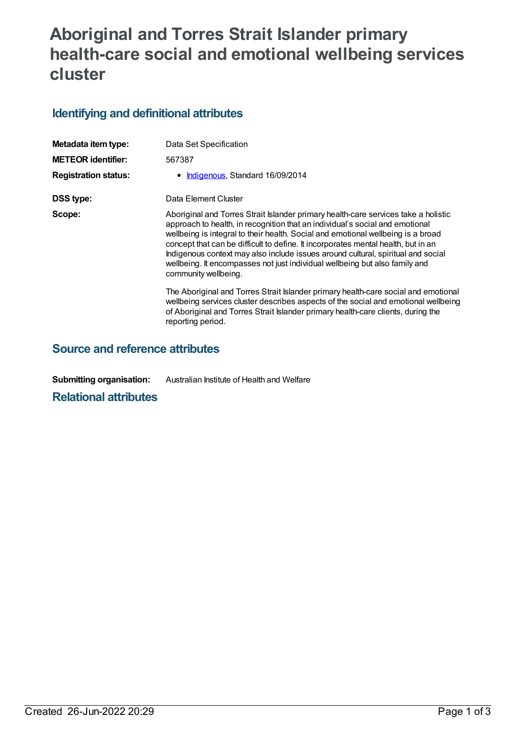# Aboriginal and Torres Strait Islander primary health-care social and emotional wellbeing services cluster

## Identifying and definitional attributes

| | |
|---|---|
| **Metadata item type:** | Data Set Specification |
| **METEOR identifier:** | 567387 |
| **Registration status:** | • Indigenous, Standard 16/09/2014 |
| **DSS type:** | Data Element Cluster |
| **Scope:** | Aboriginal and Torres Strait Islander primary health-care services take a holistic approach to health, in recognition that an individual's social and emotional wellbeing is integral to their health. Social and emotional wellbeing is a broad concept that can be difficult to define. It incorporates mental health, but in an Indigenous context may also include issues around cultural, spiritual and social wellbeing. It encompasses not just individual wellbeing but also family and community wellbeing.<br><br>The Aboriginal and Torres Strait Islander primary health-care social and emotional wellbeing services cluster describes aspects of the social and emotional wellbeing of Aboriginal and Torres Strait Islander primary health-care clients, during the reporting period. |

## Source and reference attributes

| | |
|---|---|
| **Submitting organisation:** | Australian Institute of Health and Welfare |

## Relational attributes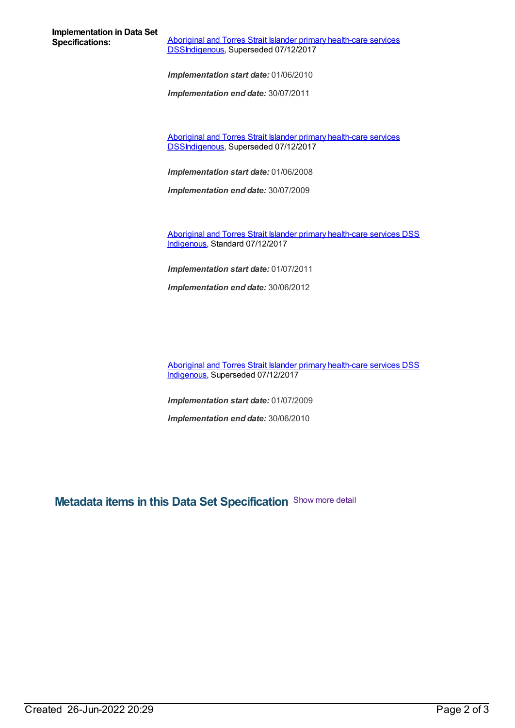**Implementation in Data Set Specifications:**

Aboriginal and Torres Strait Islander primary health-care services DSSIndigenous, Superseded 07/12/2017

***Implementation start date:*** 01/06/2010

***Implementation end date:*** 30/07/2011

Aboriginal and Torres Strait Islander primary health-care services DSSIndigenous, Superseded 07/12/2017

***Implementation start date:*** 01/06/2008

***Implementation end date:*** 30/07/2009

Aboriginal and Torres Strait Islander primary health-care services DSS Indigenous, Standard 07/12/2017

***Implementation start date:*** 01/07/2011

***Implementation end date:*** 30/06/2012

Aboriginal and Torres Strait Islander primary health-care services DSS Indigenous, Superseded 07/12/2017

***Implementation start date:*** 01/07/2009

***Implementation end date:*** 30/06/2010

## Metadata items in this Data Set Specification

Show more detail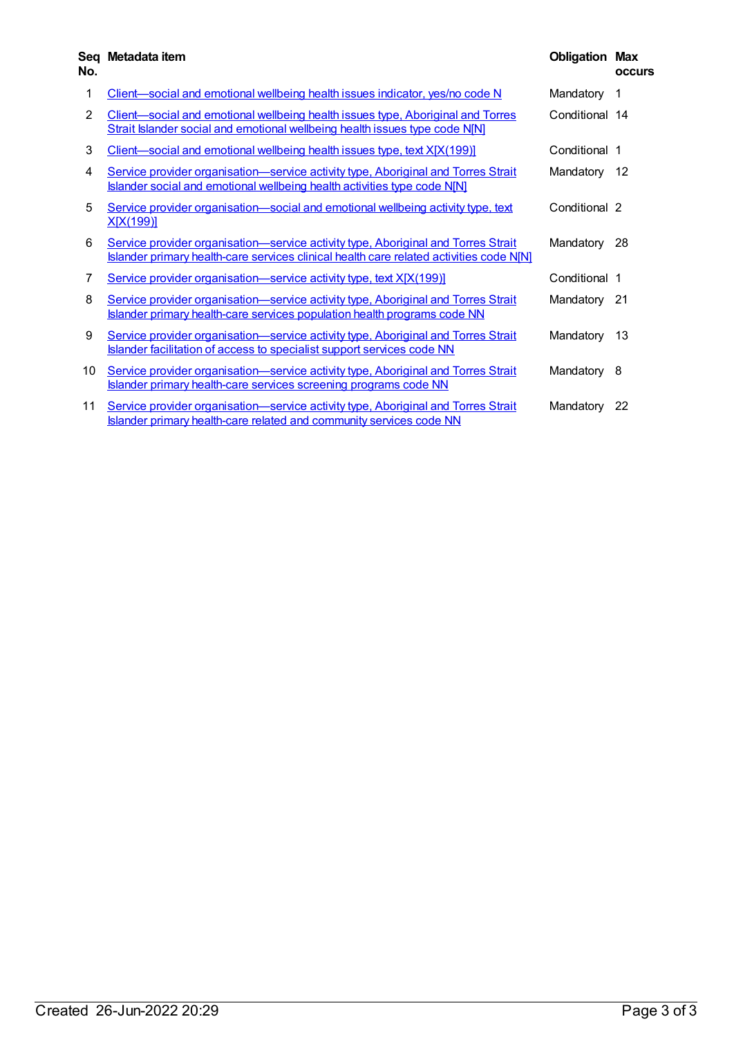| Seq No. | Metadata item | Obligation | Max occurs |
|---|---|---|---|
| 1 | Client—social and emotional wellbeing health issues indicator, yes/no code N | Mandatory | 1 |
| 2 | Client—social and emotional wellbeing health issues type, Aboriginal and Torres Strait Islander social and emotional wellbeing health issues type code N[N] | Conditional | 14 |
| 3 | Client—social and emotional wellbeing health issues type, text X[X(199)] | Conditional | 1 |
| 4 | Service provider organisation—service activity type, Aboriginal and Torres Strait Islander social and emotional wellbeing health activities type code N[N] | Mandatory | 12 |
| 5 | Service provider organisation—social and emotional wellbeing activity type, text X[X(199)] | Conditional | 2 |
| 6 | Service provider organisation—service activity type, Aboriginal and Torres Strait Islander primary health-care services clinical health care related activities code N[N] | Mandatory | 28 |
| 7 | Service provider organisation—service activity type, text X[X(199)] | Conditional | 1 |
| 8 | Service provider organisation—service activity type, Aboriginal and Torres Strait Islander primary health-care services population health programs code NN | Mandatory | 21 |
| 9 | Service provider organisation—service activity type, Aboriginal and Torres Strait Islander facilitation of access to specialist support services code NN | Mandatory | 13 |
| 10 | Service provider organisation—service activity type, Aboriginal and Torres Strait Islander primary health-care services screening programs code NN | Mandatory | 8 |
| 11 | Service provider organisation—service activity type, Aboriginal and Torres Strait Islander primary health-care related and community services code NN | Mandatory | 22 |

Created 26-Jun-2022 20:29